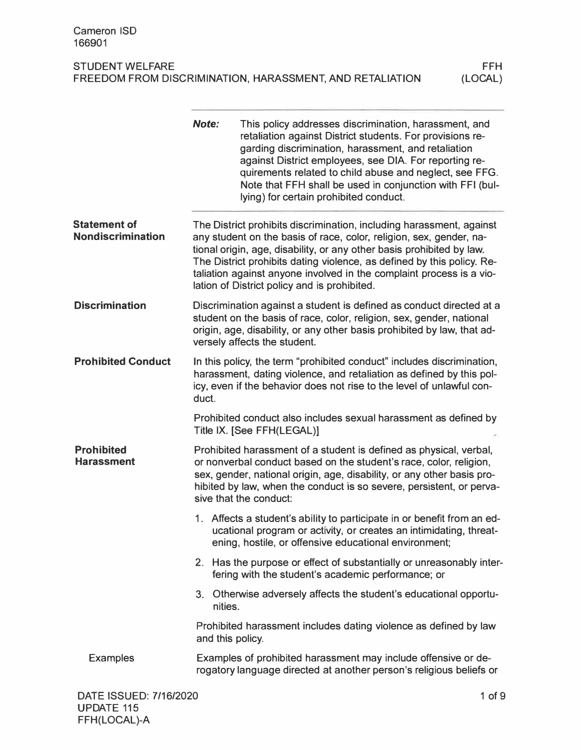Cameron ISD
166901

STUDENT WELFARE
FREEDOM FROM DISCRIMINATION, HARASSMENT, AND RETALIATION

FFH
(LOCAL)

> ***Note:*** This policy addresses discrimination, harassment, and retaliation against District students. For provisions regarding discrimination, harassment, and retaliation against District employees, see DIA. For reporting requirements related to child abuse and neglect, see FFG. Note that FFH shall be used in conjunction with FFI (bullying) for certain prohibited conduct.

## Statement of Nondiscrimination

The District prohibits discrimination, including harassment, against any student on the basis of race, color, religion, sex, gender, national origin, age, disability, or any other basis prohibited by law. The District prohibits dating violence, as defined by this policy. Retaliation against anyone involved in the complaint process is a violation of District policy and is prohibited.

## Discrimination

Discrimination against a student is defined as conduct directed at a student on the basis of race, color, religion, sex, gender, national origin, age, disability, or any other basis prohibited by law, that adversely affects the student.

## Prohibited Conduct

In this policy, the term "prohibited conduct" includes discrimination, harassment, dating violence, and retaliation as defined by this policy, even if the behavior does not rise to the level of unlawful conduct.

Prohibited conduct also includes sexual harassment as defined by Title IX. [See FFH(LEGAL)]

## Prohibited Harassment

Prohibited harassment of a student is defined as physical, verbal, or nonverbal conduct based on the student's race, color, religion, sex, gender, national origin, age, disability, or any other basis prohibited by law, when the conduct is so severe, persistent, or pervasive that the conduct:

1. Affects a student's ability to participate in or benefit from an educational program or activity, or creates an intimidating, threatening, hostile, or offensive educational environment;
2. Has the purpose or effect of substantially or unreasonably interfering with the student's academic performance; or
3. Otherwise adversely affects the student's educational opportunities.

Prohibited harassment includes dating violence as defined by law and this policy.

### Examples

Examples of prohibited harassment may include offensive or derogatory language directed at another person's religious beliefs or

DATE ISSUED: 7/16/2020
UPDATE 115
FFH(LOCAL)-A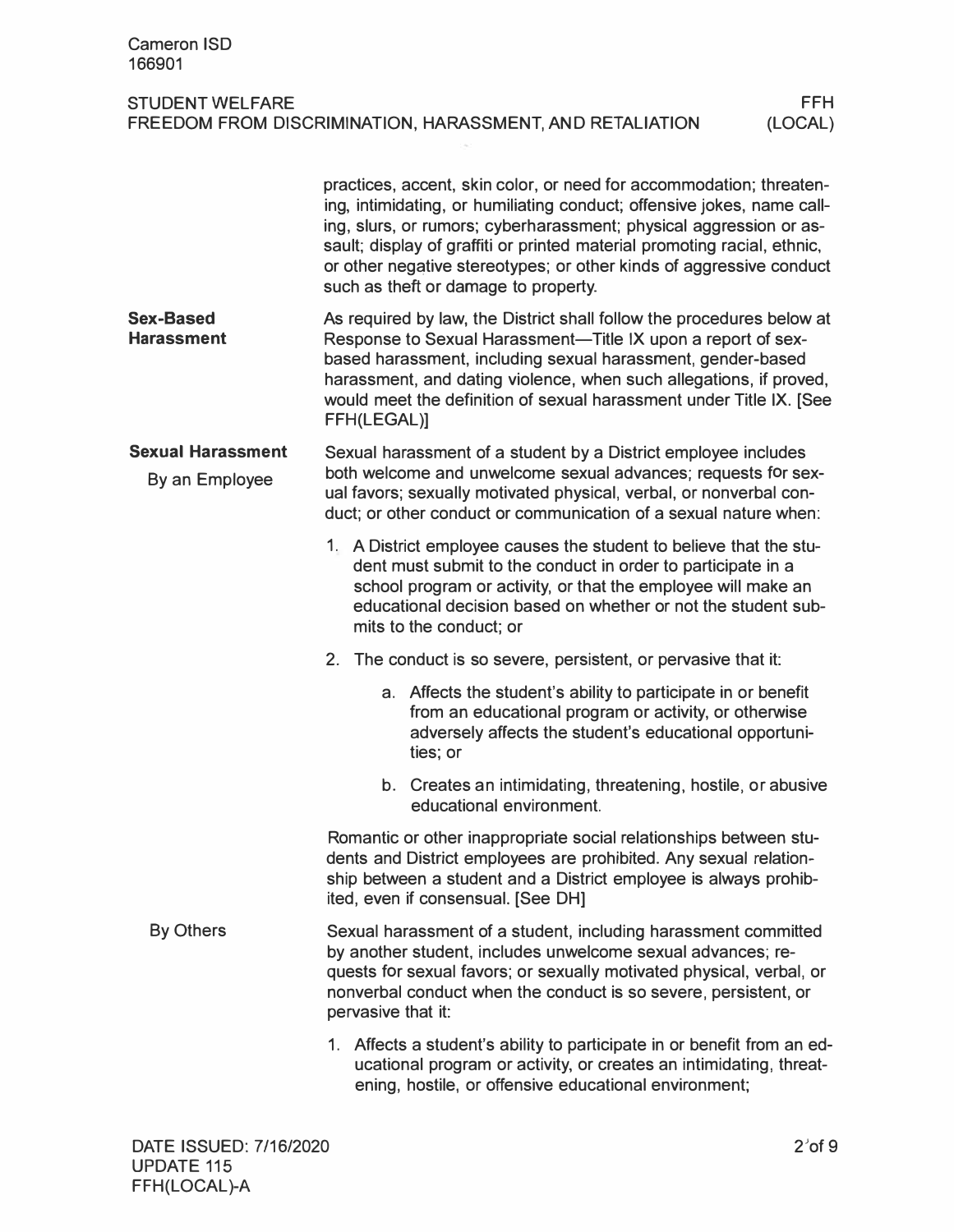practices, accent, skin color, or need for accommodation; threatening, intimidating, or humiliating conduct; offensive jokes, name calling, slurs, or rumors; cyberharassment; physical aggression or assault; display of graffiti or printed material promoting racial, ethnic, or other negative stereotypes; or other kinds of aggressive conduct such as theft or damage to property.

## Sex-Based Harassment

As required by law, the District shall follow the procedures below at Response to Sexual Harassment—Title IX upon a report of sex-based harassment, including sexual harassment, gender-based harassment, and dating violence, when such allegations, if proved, would meet the definition of sexual harassment under Title IX. [See FFH(LEGAL)]

## Sexual Harassment

### By an Employee

Sexual harassment of a student by a District employee includes both welcome and unwelcome sexual advances; requests for sexual favors; sexually motivated physical, verbal, or nonverbal conduct; or other conduct or communication of a sexual nature when:

1. A District employee causes the student to believe that the student must submit to the conduct in order to participate in a school program or activity, or that the employee will make an educational decision based on whether or not the student submits to the conduct; or
2. The conduct is so severe, persistent, or pervasive that it:
    a. Affects the student's ability to participate in or benefit from an educational program or activity, or otherwise adversely affects the student's educational opportunities; or
    b. Creates an intimidating, threatening, hostile, or abusive educational environment.

Romantic or other inappropriate social relationships between students and District employees are prohibited. Any sexual relationship between a student and a District employee is always prohibited, even if consensual. [See DH]

### By Others

Sexual harassment of a student, including harassment committed by another student, includes unwelcome sexual advances; requests for sexual favors; or sexually motivated physical, verbal, or nonverbal conduct when the conduct is so severe, persistent, or pervasive that it:

1. Affects a student's ability to participate in or benefit from an educational program or activity, or creates an intimidating, threatening, hostile, or offensive educational environment;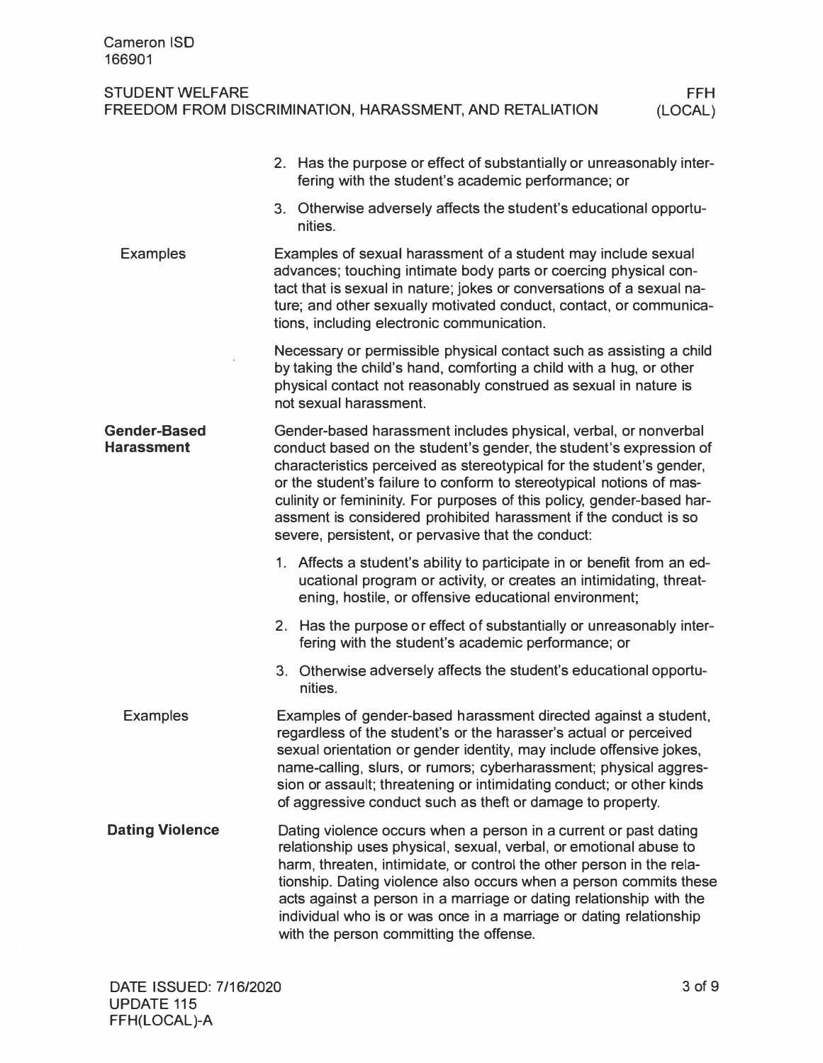2. Has the purpose or effect of substantially or unreasonably interfering with the student's academic performance; or
3. Otherwise adversely affects the student's educational opportunities.

### Examples

Examples of sexual harassment of a student may include sexual advances; touching intimate body parts or coercing physical contact that is sexual in nature; jokes or conversations of a sexual nature; and other sexually motivated conduct, contact, or communications, including electronic communication.

Necessary or permissible physical contact such as assisting a child by taking the child's hand, comforting a child with a hug, or other physical contact not reasonably construed as sexual in nature is not sexual harassment.

## Gender-Based Harassment

Gender-based harassment includes physical, verbal, or nonverbal conduct based on the student's gender, the student's expression of characteristics perceived as stereotypical for the student's gender, or the student's failure to conform to stereotypical notions of masculinity or femininity. For purposes of this policy, gender-based harassment is considered prohibited harassment if the conduct is so severe, persistent, or pervasive that the conduct:

1. Affects a student's ability to participate in or benefit from an educational program or activity, or creates an intimidating, threatening, hostile, or offensive educational environment;
2. Has the purpose or effect of substantially or unreasonably interfering with the student's academic performance; or
3. Otherwise adversely affects the student's educational opportunities.

### Examples

Examples of gender-based harassment directed against a student, regardless of the student's or the harasser's actual or perceived sexual orientation or gender identity, may include offensive jokes, name-calling, slurs, or rumors; cyberharassment; physical aggression or assault; threatening or intimidating conduct; or other kinds of aggressive conduct such as theft or damage to property.

## Dating Violence

Dating violence occurs when a person in a current or past dating relationship uses physical, sexual, verbal, or emotional abuse to harm, threaten, intimidate, or control the other person in the relationship. Dating violence also occurs when a person commits these acts against a person in a marriage or dating relationship with the individual who is or was once in a marriage or dating relationship with the person committing the offense.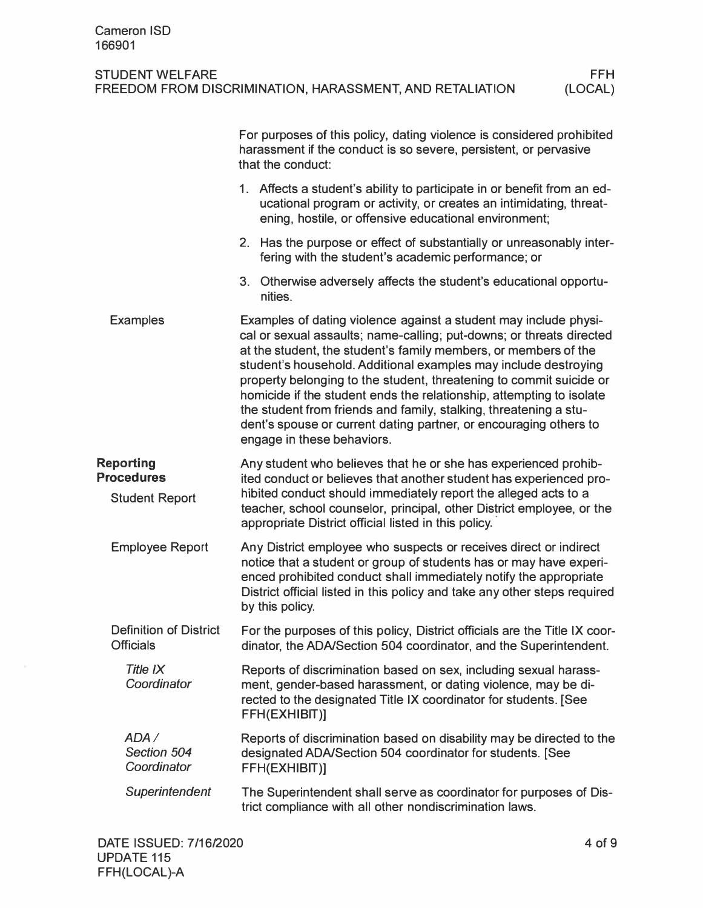For purposes of this policy, dating violence is considered prohibited harassment if the conduct is so severe, persistent, or pervasive that the conduct:

1. Affects a student's ability to participate in or benefit from an educational program or activity, or creates an intimidating, threatening, hostile, or offensive educational environment;
2. Has the purpose or effect of substantially or unreasonably interfering with the student's academic performance; or
3. Otherwise adversely affects the student's educational opportunities.

### Examples

Examples of dating violence against a student may include physical or sexual assaults; name-calling; put-downs; or threats directed at the student, the student's family members, or members of the student's household. Additional examples may include destroying property belonging to the student, threatening to commit suicide or homicide if the student ends the relationship, attempting to isolate the student from friends and family, stalking, threatening a student's spouse or current dating partner, or encouraging others to engage in these behaviors.

## Reporting Procedures

### Student Report

Any student who believes that he or she has experienced prohibited conduct or believes that another student has experienced prohibited conduct should immediately report the alleged acts to a teacher, school counselor, principal, other District employee, or the appropriate District official listed in this policy.

### Employee Report

Any District employee who suspects or receives direct or indirect notice that a student or group of students has or may have experienced prohibited conduct shall immediately notify the appropriate District official listed in this policy and take any other steps required by this policy.

### Definition of District Officials

For the purposes of this policy, District officials are the Title IX coordinator, the ADA/Section 504 coordinator, and the Superintendent.

#### *Title IX Coordinator*

Reports of discrimination based on sex, including sexual harassment, gender-based harassment, or dating violence, may be directed to the designated Title IX coordinator for students. [See FFH(EXHIBIT)]

#### *ADA / Section 504 Coordinator*

Reports of discrimination based on disability may be directed to the designated ADA/Section 504 coordinator for students. [See FFH(EXHIBIT)]

#### *Superintendent*

The Superintendent shall serve as coordinator for purposes of District compliance with all other nondiscrimination laws.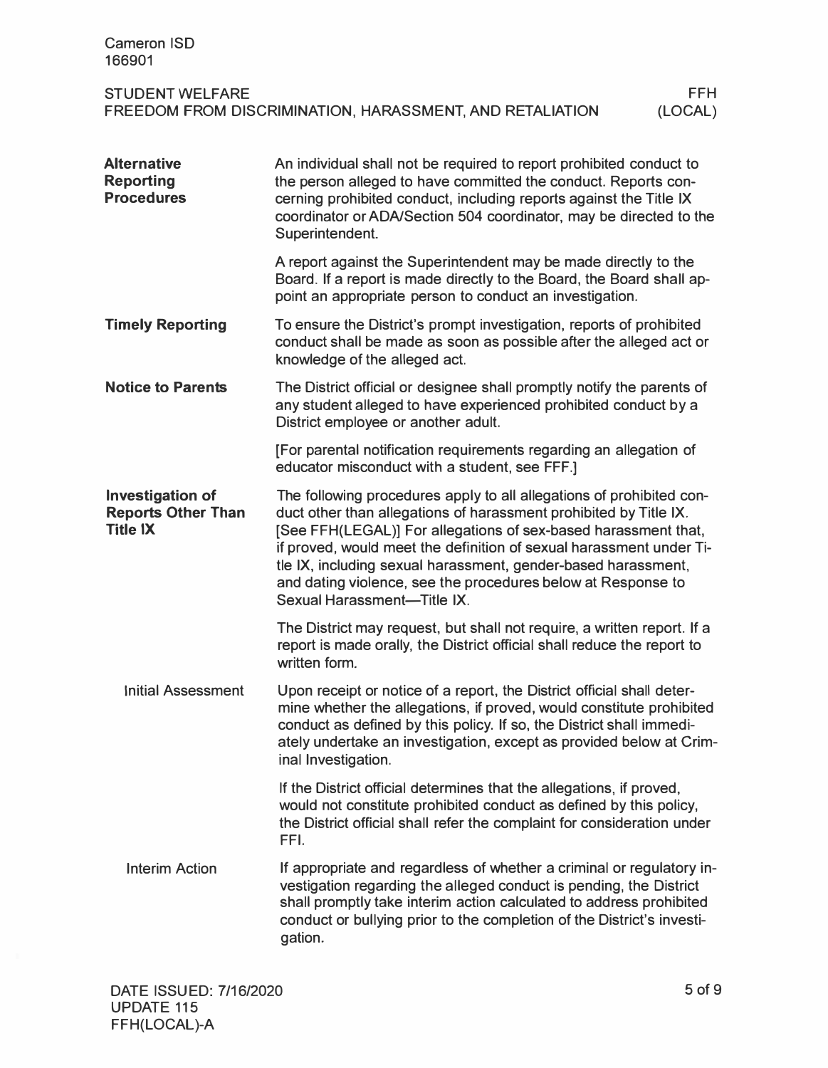## Alternative Reporting Procedures

An individual shall not be required to report prohibited conduct to the person alleged to have committed the conduct. Reports concerning prohibited conduct, including reports against the Title IX coordinator or ADA/Section 504 coordinator, may be directed to the Superintendent.

A report against the Superintendent may be made directly to the Board. If a report is made directly to the Board, the Board shall appoint an appropriate person to conduct an investigation.

## Timely Reporting

To ensure the District's prompt investigation, reports of prohibited conduct shall be made as soon as possible after the alleged act or knowledge of the alleged act.

## Notice to Parents

The District official or designee shall promptly notify the parents of any student alleged to have experienced prohibited conduct by a District employee or another adult.

[For parental notification requirements regarding an allegation of educator misconduct with a student, see FFF.]

## Investigation of Reports Other Than Title IX

The following procedures apply to all allegations of prohibited conduct other than allegations of harassment prohibited by Title IX. [See FFH(LEGAL)] For allegations of sex-based harassment that, if proved, would meet the definition of sexual harassment under Title IX, including sexual harassment, gender-based harassment, and dating violence, see the procedures below at Response to Sexual Harassment—Title IX.

The District may request, but shall not require, a written report. If a report is made orally, the District official shall reduce the report to written form.

### Initial Assessment

Upon receipt or notice of a report, the District official shall determine whether the allegations, if proved, would constitute prohibited conduct as defined by this policy. If so, the District shall immediately undertake an investigation, except as provided below at Criminal Investigation.

If the District official determines that the allegations, if proved, would not constitute prohibited conduct as defined by this policy, the District official shall refer the complaint for consideration under FFI.

### Interim Action

If appropriate and regardless of whether a criminal or regulatory investigation regarding the alleged conduct is pending, the District shall promptly take interim action calculated to address prohibited conduct or bullying prior to the completion of the District's investigation.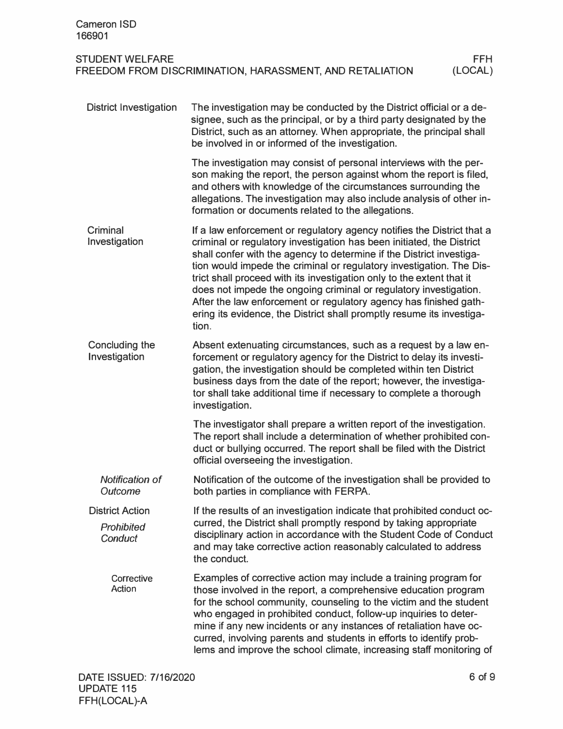## District Investigation

The investigation may be conducted by the District official or a designee, such as the principal, or by a third party designated by the District, such as an attorney. When appropriate, the principal shall be involved in or informed of the investigation.

The investigation may consist of personal interviews with the person making the report, the person against whom the report is filed, and others with knowledge of the circumstances surrounding the allegations. The investigation may also include analysis of other information or documents related to the allegations.

## Criminal Investigation

If a law enforcement or regulatory agency notifies the District that a criminal or regulatory investigation has been initiated, the District shall confer with the agency to determine if the District investigation would impede the criminal or regulatory investigation. The District shall proceed with its investigation only to the extent that it does not impede the ongoing criminal or regulatory investigation. After the law enforcement or regulatory agency has finished gathering its evidence, the District shall promptly resume its investigation.

## Concluding the Investigation

Absent extenuating circumstances, such as a request by a law enforcement or regulatory agency for the District to delay its investigation, the investigation should be completed within ten District business days from the date of the report; however, the investigator shall take additional time if necessary to complete a thorough investigation.

The investigator shall prepare a written report of the investigation. The report shall include a determination of whether prohibited conduct or bullying occurred. The report shall be filed with the District official overseeing the investigation.

### *Notification of Outcome*

Notification of the outcome of the investigation shall be provided to both parties in compliance with FERPA.

## District Action

### *Prohibited Conduct*

If the results of an investigation indicate that prohibited conduct occurred, the District shall promptly respond by taking appropriate disciplinary action in accordance with the Student Code of Conduct and may take corrective action reasonably calculated to address the conduct.

#### Corrective Action

Examples of corrective action may include a training program for those involved in the report, a comprehensive education program for the school community, counseling to the victim and the student who engaged in prohibited conduct, follow-up inquiries to determine if any new incidents or any instances of retaliation have occurred, involving parents and students in efforts to identify problems and improve the school climate, increasing staff monitoring of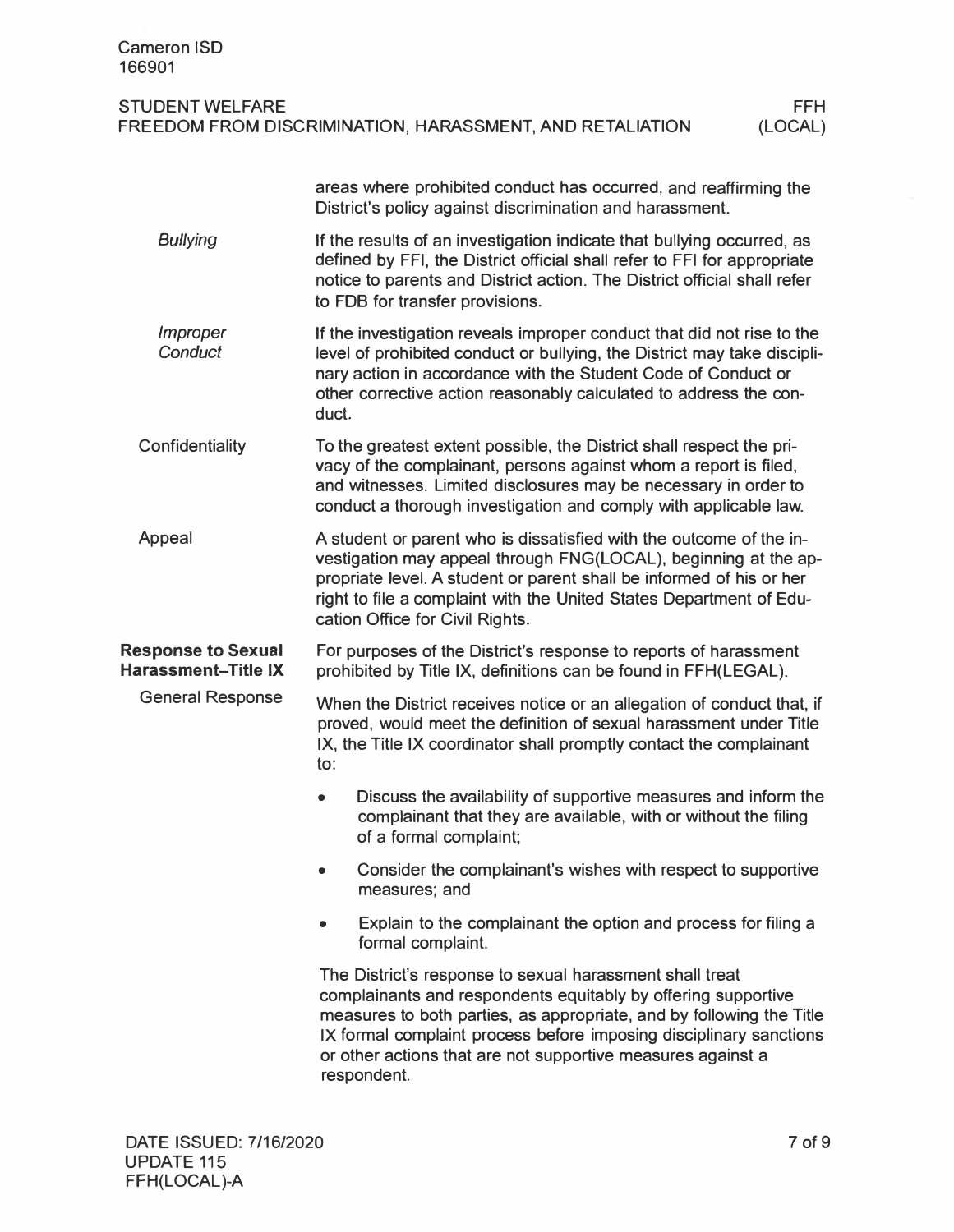areas where prohibited conduct has occurred, and reaffirming the District's policy against discrimination and harassment.

*Bullying*

If the results of an investigation indicate that bullying occurred, as defined by FFI, the District official shall refer to FFI for appropriate notice to parents and District action. The District official shall refer to FDB for transfer provisions.

*Improper Conduct*

If the investigation reveals improper conduct that did not rise to the level of prohibited conduct or bullying, the District may take disciplinary action in accordance with the Student Code of Conduct or other corrective action reasonably calculated to address the conduct.

### Confidentiality

To the greatest extent possible, the District shall respect the privacy of the complainant, persons against whom a report is filed, and witnesses. Limited disclosures may be necessary in order to conduct a thorough investigation and comply with applicable law.

### Appeal

A student or parent who is dissatisfied with the outcome of the investigation may appeal through FNG(LOCAL), beginning at the appropriate level. A student or parent shall be informed of his or her right to file a complaint with the United States Department of Education Office for Civil Rights.

## Response to Sexual Harassment–Title IX

For purposes of the District's response to reports of harassment prohibited by Title IX, definitions can be found in FFH(LEGAL).

### General Response

When the District receives notice or an allegation of conduct that, if proved, would meet the definition of sexual harassment under Title IX, the Title IX coordinator shall promptly contact the complainant to:

- Discuss the availability of supportive measures and inform the complainant that they are available, with or without the filing of a formal complaint;
- Consider the complainant's wishes with respect to supportive measures; and
- Explain to the complainant the option and process for filing a formal complaint.

The District's response to sexual harassment shall treat complainants and respondents equitably by offering supportive measures to both parties, as appropriate, and by following the Title IX formal complaint process before imposing disciplinary sanctions or other actions that are not supportive measures against a respondent.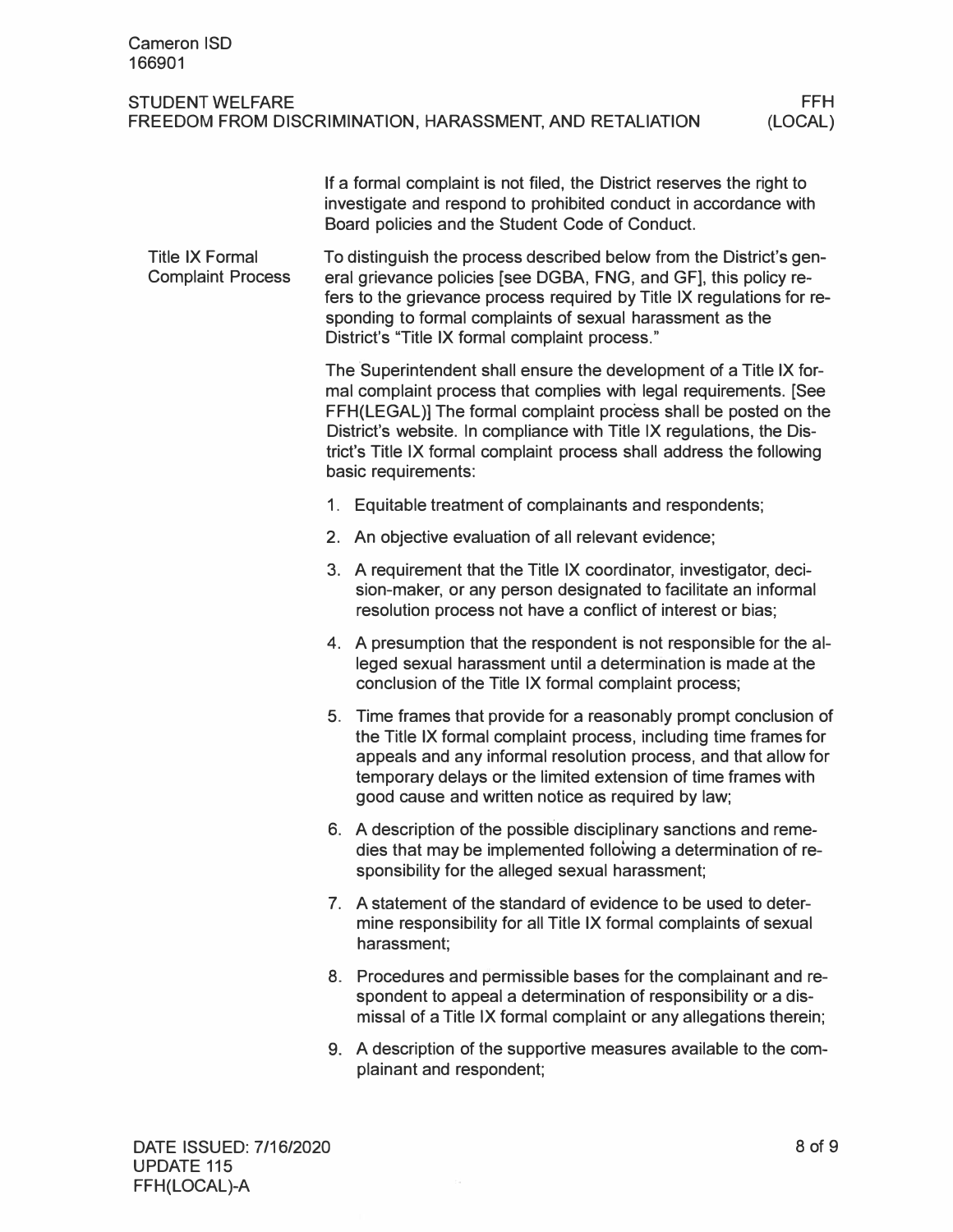If a formal complaint is not filed, the District reserves the right to investigate and respond to prohibited conduct in accordance with Board policies and the Student Code of Conduct.

### Title IX Formal Complaint Process

To distinguish the process described below from the District's general grievance policies [see DGBA, FNG, and GF], this policy refers to the grievance process required by Title IX regulations for responding to formal complaints of sexual harassment as the District's "Title IX formal complaint process."

The Superintendent shall ensure the development of a Title IX formal complaint process that complies with legal requirements. [See FFH(LEGAL)] The formal complaint process shall be posted on the District's website. In compliance with Title IX regulations, the District's Title IX formal complaint process shall address the following basic requirements:

1. Equitable treatment of complainants and respondents;
2. An objective evaluation of all relevant evidence;
3. A requirement that the Title IX coordinator, investigator, decision-maker, or any person designated to facilitate an informal resolution process not have a conflict of interest or bias;
4. A presumption that the respondent is not responsible for the alleged sexual harassment until a determination is made at the conclusion of the Title IX formal complaint process;
5. Time frames that provide for a reasonably prompt conclusion of the Title IX formal complaint process, including time frames for appeals and any informal resolution process, and that allow for temporary delays or the limited extension of time frames with good cause and written notice as required by law;
6. A description of the possible disciplinary sanctions and remedies that may be implemented following a determination of responsibility for the alleged sexual harassment;
7. A statement of the standard of evidence to be used to determine responsibility for all Title IX formal complaints of sexual harassment;
8. Procedures and permissible bases for the complainant and respondent to appeal a determination of responsibility or a dismissal of a Title IX formal complaint or any allegations therein;
9. A description of the supportive measures available to the complainant and respondent;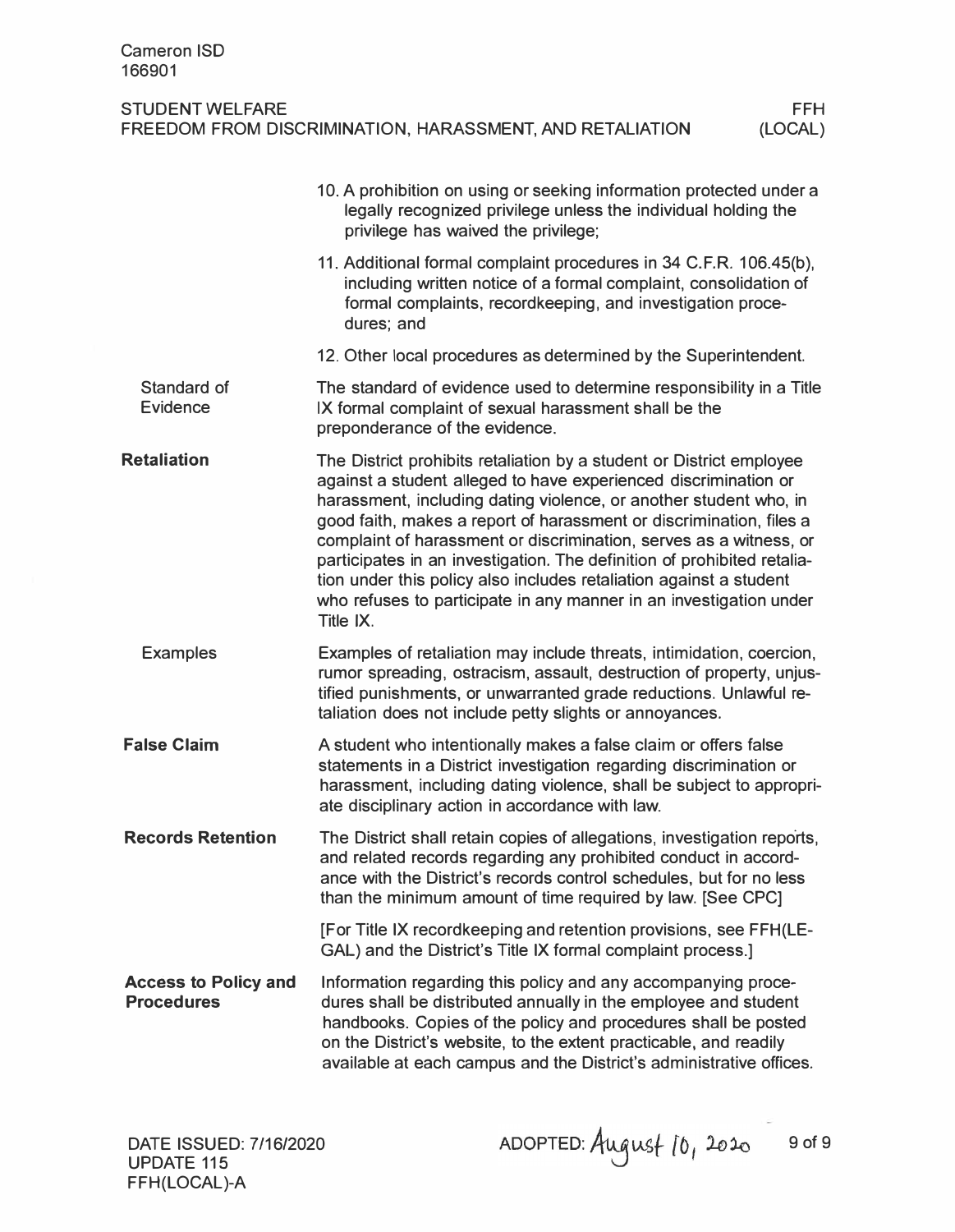10. A prohibition on using or seeking information protected under a legally recognized privilege unless the individual holding the privilege has waived the privilege;
11. Additional formal complaint procedures in 34 C.F.R. 106.45(b), including written notice of a formal complaint, consolidation of formal complaints, recordkeeping, and investigation procedures; and
12. Other local procedures as determined by the Superintendent.

### Standard of Evidence

The standard of evidence used to determine responsibility in a Title IX formal complaint of sexual harassment shall be the preponderance of the evidence.

## Retaliation

The District prohibits retaliation by a student or District employee against a student alleged to have experienced discrimination or harassment, including dating violence, or another student who, in good faith, makes a report of harassment or discrimination, files a complaint of harassment or discrimination, serves as a witness, or participates in an investigation. The definition of prohibited retaliation under this policy also includes retaliation against a student who refuses to participate in any manner in an investigation under Title IX.

### Examples

Examples of retaliation may include threats, intimidation, coercion, rumor spreading, ostracism, assault, destruction of property, unjustified punishments, or unwarranted grade reductions. Unlawful retaliation does not include petty slights or annoyances.

## False Claim

A student who intentionally makes a false claim or offers false statements in a District investigation regarding discrimination or harassment, including dating violence, shall be subject to appropriate disciplinary action in accordance with law.

## Records Retention

The District shall retain copies of allegations, investigation reports, and related records regarding any prohibited conduct in accordance with the District's records control schedules, but for no less than the minimum amount of time required by law. [See CPC]

[For Title IX recordkeeping and retention provisions, see FFH(LEGAL) and the District's Title IX formal complaint process.]

## Access to Policy and Procedures

Information regarding this policy and any accompanying procedures shall be distributed annually in the employee and student handbooks. Copies of the policy and procedures shall be posted on the District's website, to the extent practicable, and readily available at each campus and the District's administrative offices.

DATE ISSUED: 7/16/2020
UPDATE 115
FFH(LOCAL)-A

ADOPTED: August 10, 2020